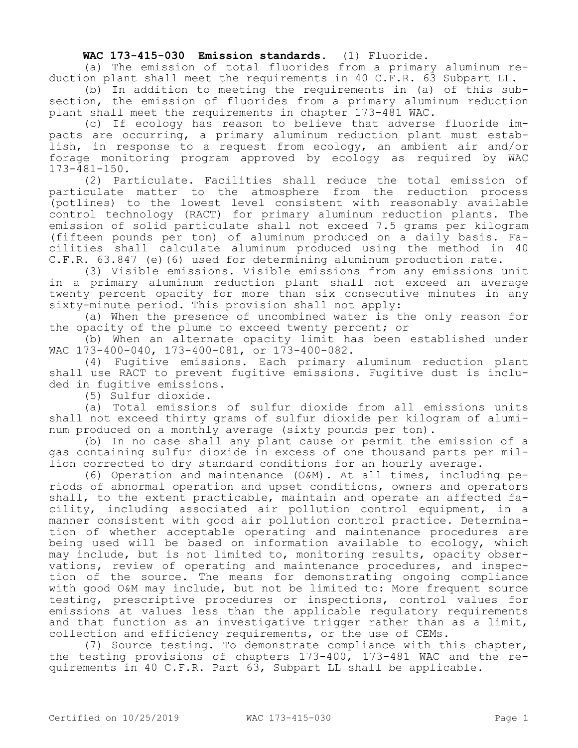**WAC 173-415-030 Emission standards.** (1) Fluoride.

(a) The emission of total fluorides from a primary aluminum reduction plant shall meet the requirements in 40 C.F.R. 63 Subpart LL.

(b) In addition to meeting the requirements in (a) of this subsection, the emission of fluorides from a primary aluminum reduction plant shall meet the requirements in chapter 173-481 WAC.

(c) If ecology has reason to believe that adverse fluoride impacts are occurring, a primary aluminum reduction plant must establish, in response to a request from ecology, an ambient air and/or forage monitoring program approved by ecology as required by WAC 173-481-150.

(2) Particulate. Facilities shall reduce the total emission of particulate matter to the atmosphere from the reduction process (potlines) to the lowest level consistent with reasonably available control technology (RACT) for primary aluminum reduction plants. The emission of solid particulate shall not exceed 7.5 grams per kilogram (fifteen pounds per ton) of aluminum produced on a daily basis. Facilities shall calculate aluminum produced using the method in 40 C.F.R. 63.847 (e)(6) used for determining aluminum production rate.

(3) Visible emissions. Visible emissions from any emissions unit in a primary aluminum reduction plant shall not exceed an average twenty percent opacity for more than six consecutive minutes in any sixty-minute period. This provision shall not apply:

(a) When the presence of uncombined water is the only reason for the opacity of the plume to exceed twenty percent; or

(b) When an alternate opacity limit has been established under WAC 173-400-040, 173-400-081, or 173-400-082.

(4) Fugitive emissions. Each primary aluminum reduction plant shall use RACT to prevent fugitive emissions. Fugitive dust is included in fugitive emissions.

(5) Sulfur dioxide.

(a) Total emissions of sulfur dioxide from all emissions units shall not exceed thirty grams of sulfur dioxide per kilogram of aluminum produced on a monthly average (sixty pounds per ton).

(b) In no case shall any plant cause or permit the emission of a gas containing sulfur dioxide in excess of one thousand parts per million corrected to dry standard conditions for an hourly average.

(6) Operation and maintenance (O&M). At all times, including periods of abnormal operation and upset conditions, owners and operators shall, to the extent practicable, maintain and operate an affected facility, including associated air pollution control equipment, in a manner consistent with good air pollution control practice. Determination of whether acceptable operating and maintenance procedures are being used will be based on information available to ecology, which may include, but is not limited to, monitoring results, opacity observations, review of operating and maintenance procedures, and inspection of the source. The means for demonstrating ongoing compliance with good O&M may include, but not be limited to: More frequent source testing, prescriptive procedures or inspections, control values for emissions at values less than the applicable regulatory requirements and that function as an investigative trigger rather than as a limit, collection and efficiency requirements, or the use of CEMs.

(7) Source testing. To demonstrate compliance with this chapter, the testing provisions of chapters 173-400, 173-481 WAC and the requirements in 40 C.F.R. Part 63, Subpart LL shall be applicable.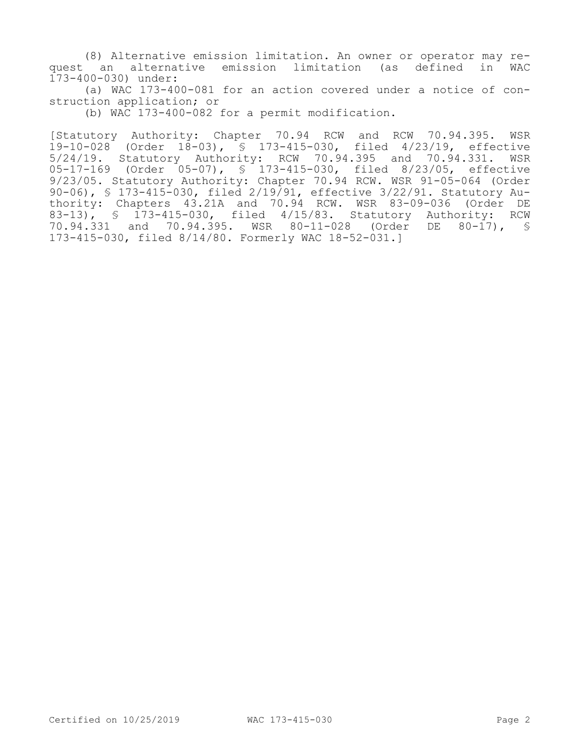(8) Alternative emission limitation. An owner or operator may request an alternative emission limitation (as defined in WAC 173-400-030) under:

(a) WAC 173-400-081 for an action covered under a notice of construction application; or

(b) WAC 173-400-082 for a permit modification.

[Statutory Authority: Chapter 70.94 RCW and RCW 70.94.395. WSR 19-10-028 (Order 18-03), § 173-415-030, filed 4/23/19, effective 5/24/19. Statutory Authority: RCW 70.94.395 and 70.94.331. WSR 05-17-169 (Order 05-07), § 173-415-030, filed 8/23/05, effective 9/23/05. Statutory Authority: Chapter 70.94 RCW. WSR 91-05-064 (Order 90-06), § 173-415-030, filed 2/19/91, effective 3/22/91. Statutory Authority: Chapters 43.21A and 70.94 RCW. WSR 83-09-036 (Order DE 83-13), § 173-415-030, filed 4/15/83. Statutory Authority: RCW 70.94.331 and 70.94.395. WSR 80-11-028 (Order DE 80-17), § 173-415-030, filed 8/14/80. Formerly WAC 18-52-031.]